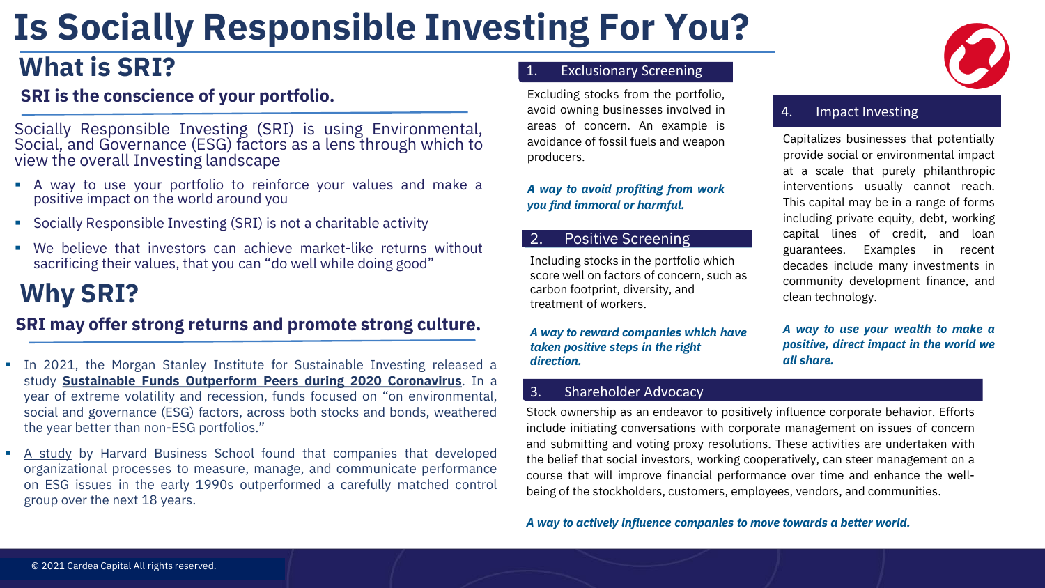# Is Socially Responsible Investing For You?

## What is SRI?

### SRI is the conscience of your portfolio.

Socially Responsible Investing (SRI) is using Environmental, Social, and Governance (ESG) factors as a lens through which to view the overall Investing landscape

- A way to use your portfolio to reinforce your values and make a positive impact on the world around you
- Socially Responsible Investing (SRI) is not a charitable activity
- We believe that investors can achieve market-like returns without sacrificing their values, that you can "do well while doing good"

## Why SRI?

### SRI may offer strong returns and promote strong culture.

- In 2021, the Morgan Stanley Institute for Sustainable Investing released a study **Sustainable Funds Outperform Peers during 2020 Coronavirus**. In a year of extreme volatility and recession, funds focused on "on environmental, social and governance (ESG) factors, across both stocks and bonds, weathered the year better than non-ESG portfolios."
- A study by Harvard Business School found that companies that developed organizational processes to measure, manage, and communicate performance on ESG issues in the early 1990s outperformed a carefully matched control group over the next 18 years.

### 1. Exclusionary Screening

Excluding stocks from the portfolio, avoid owning businesses involved in areas of concern. An example is avoidance of fossil fuels and weapon producers.

***A way to avoid profiting from work you find immoral or harmful.***

### 2. Positive Screening

Including stocks in the portfolio which score well on factors of concern, such as carbon footprint, diversity, and treatment of workers.

***A way to reward companies which have taken positive steps in the right direction.***

### 3. Shareholder Advocacy

Stock ownership as an endeavor to positively influence corporate behavior. Efforts include initiating conversations with corporate management on issues of concern and submitting and voting proxy resolutions. These activities are undertaken with the belief that social investors, working cooperatively, can steer management on a course that will improve financial performance over time and enhance the well-being of the stockholders, customers, employees, vendors, and communities.

***A way to actively influence companies to move towards a better world.***

### 4. Impact Investing

Capitalizes businesses that potentially provide social or environmental impact at a scale that purely philanthropic interventions usually cannot reach. This capital may be in a range of forms including private equity, debt, working capital lines of credit, and loan guarantees. Examples in recent decades include many investments in community development finance, and clean technology.

***A way to use your wealth to make a positive, direct impact in the world we all share.***

© 2021 Cardea Capital All rights reserved.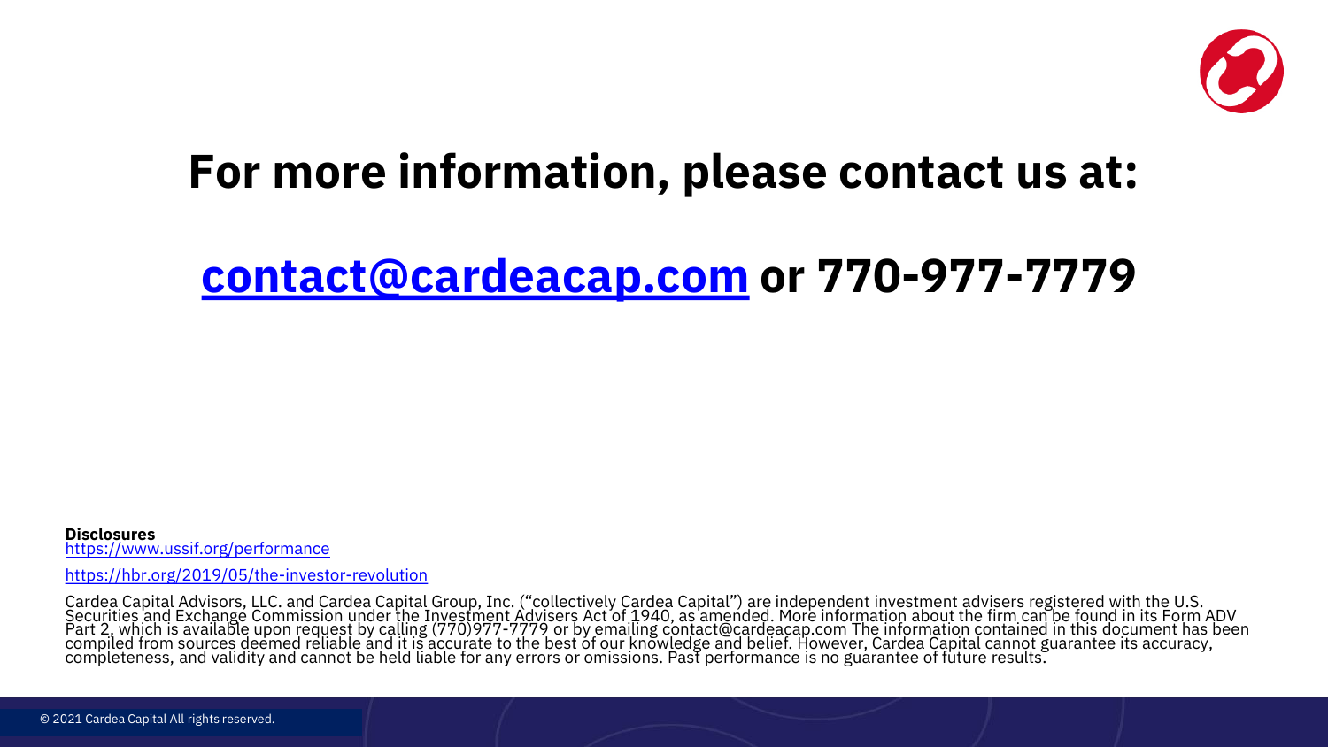# For more information, please contact us at:

## contact@cardeacap.com or 770-977-7779

**Disclosures**
https://www.ussif.org/performance

https://hbr.org/2019/05/the-investor-revolution

Cardea Capital Advisors, LLC. and Cardea Capital Group, Inc. ("collectively Cardea Capital") are independent investment advisers registered with the U.S. Securities and Exchange Commission under the Investment Advisers Act of 1940, as amended. More information about the firm can be found in its Form ADV Part 2, which is available upon request by calling (770)977-7779 or by emailing contact@cardeacap.com The information contained in this document has been compiled from sources deemed reliable and it is accurate to the best of our knowledge and belief. However, Cardea Capital cannot guarantee its accuracy, completeness, and validity and cannot be held liable for any errors or omissions. Past performance is no guarantee of future results.

© 2021 Cardea Capital All rights reserved.